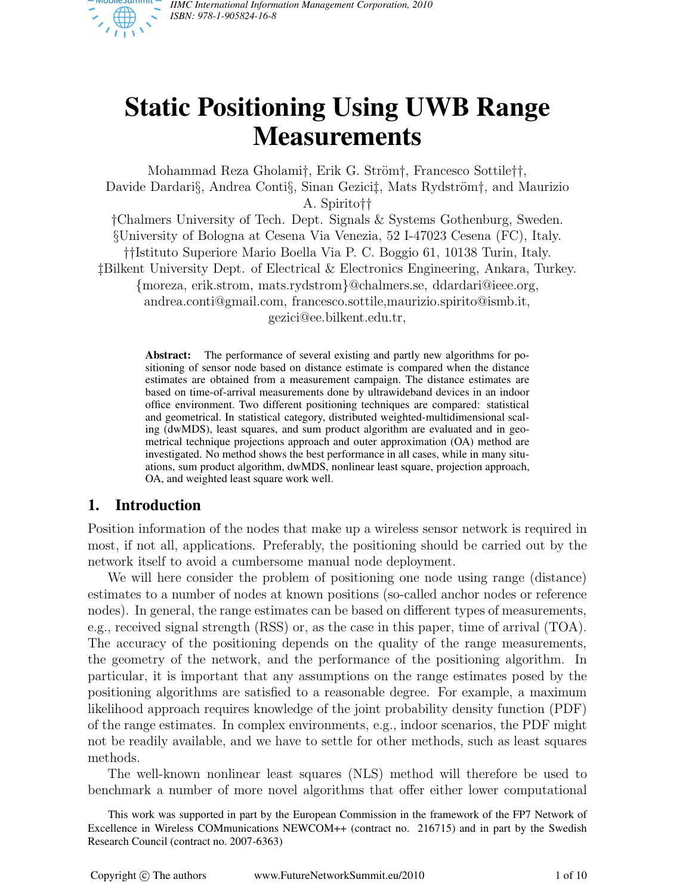# Static Positioning Using UWB Range Measurements

Mohammad Reza Gholami†, Erik G. Ström†, Francesco Sottile††, Davide Dardari§, Andrea Conti§, Sinan Gezici‡, Mats Rydström†, and Maurizio A. Spirito††

†Chalmers University of Tech. Dept. Signals & Systems Gothenburg, Sweden.
§University of Bologna at Cesena Via Venezia, 52 I-47023 Cesena (FC), Italy.
††Istituto Superiore Mario Boella Via P. C. Boggio 61, 10138 Turin, Italy.
‡Bilkent University Dept. of Electrical & Electronics Engineering, Ankara, Turkey.
{moreza, erik.strom, mats.rydstrom}@chalmers.se, ddardari@ieee.org, andrea.conti@gmail.com, francesco.sottile,maurizio.spirito@ismb.it, gezici@ee.bilkent.edu.tr,

**Abstract:** The performance of several existing and partly new algorithms for positioning of sensor node based on distance estimate is compared when the distance estimates are obtained from a measurement campaign. The distance estimates are based on time-of-arrival measurements done by ultrawideband devices in an indoor office environment. Two different positioning techniques are compared: statistical and geometrical. In statistical category, distributed weighted-multidimensional scaling (dwMDS), least squares, and sum product algorithm are evaluated and in geometrical technique projections approach and outer approximation (OA) method are investigated. No method shows the best performance in all cases, while in many situations, sum product algorithm, dwMDS, nonlinear least square, projection approach, OA, and weighted least square work well.

## 1. Introduction

Position information of the nodes that make up a wireless sensor network is required in most, if not all, applications. Preferably, the positioning should be carried out by the network itself to avoid a cumbersome manual node deployment.

We will here consider the problem of positioning one node using range (distance) estimates to a number of nodes at known positions (so-called anchor nodes or reference nodes). In general, the range estimates can be based on different types of measurements, e.g., received signal strength (RSS) or, as the case in this paper, time of arrival (TOA). The accuracy of the positioning depends on the quality of the range measurements, the geometry of the network, and the performance of the positioning algorithm. In particular, it is important that any assumptions on the range estimates posed by the positioning algorithms are satisfied to a reasonable degree. For example, a maximum likelihood approach requires knowledge of the joint probability density function (PDF) of the range estimates. In complex environments, e.g., indoor scenarios, the PDF might not be readily available, and we have to settle for other methods, such as least squares methods.

The well-known nonlinear least squares (NLS) method will therefore be used to benchmark a number of more novel algorithms that offer either lower computational

This work was supported in part by the European Commission in the framework of the FP7 Network of Excellence in Wireless COMmunications NEWCOM++ (contract no. 216715) and in part by the Swedish Research Council (contract no. 2007-6363)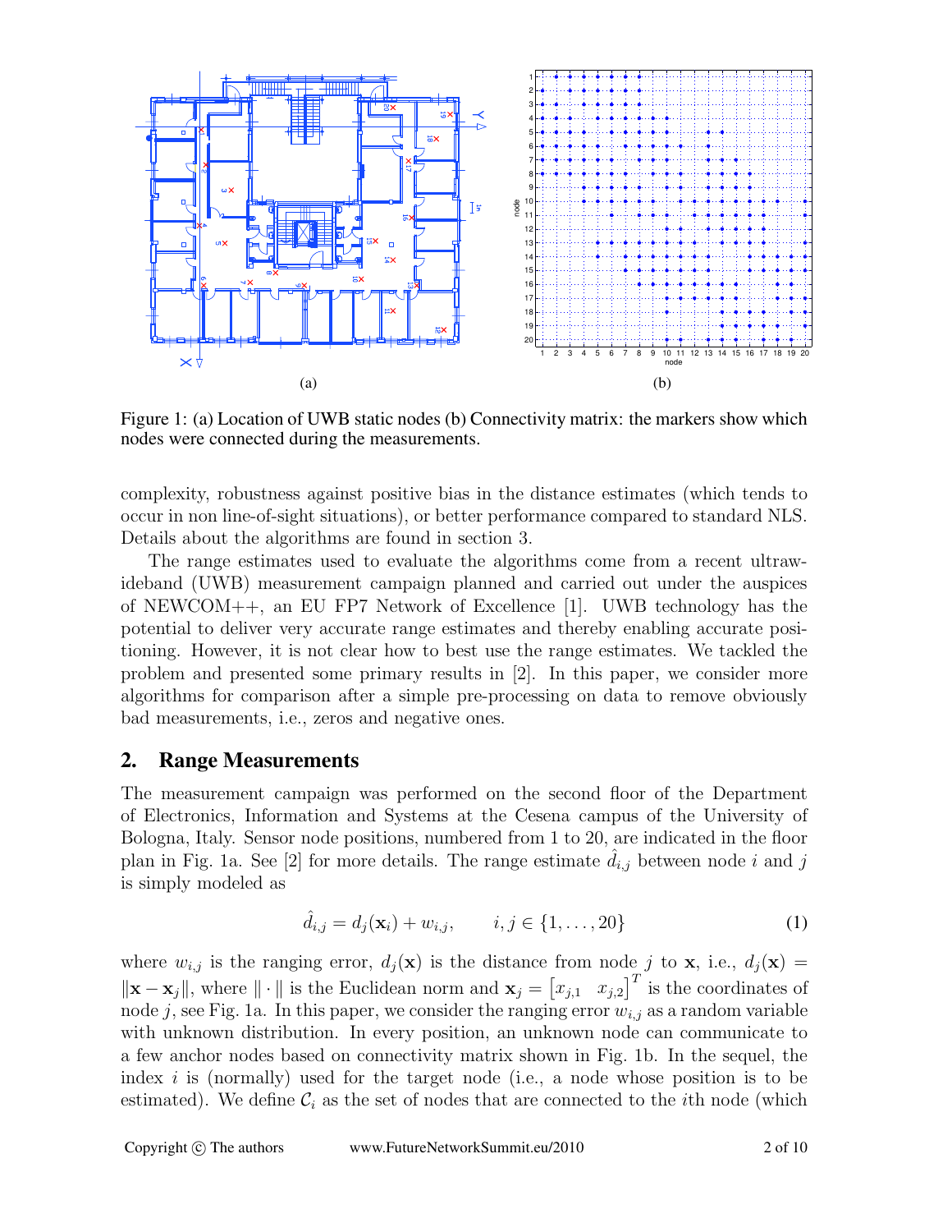Figure 1: (a) Location of UWB static nodes (b) Connectivity matrix: the markers show which nodes were connected during the measurements.

complexity, robustness against positive bias in the distance estimates (which tends to occur in non line-of-sight situations), or better performance compared to standard NLS. Details about the algorithms are found in section 3.

The range estimates used to evaluate the algorithms come from a recent ultrawideband (UWB) measurement campaign planned and carried out under the auspices of NEWCOM++, an EU FP7 Network of Excellence [1]. UWB technology has the potential to deliver very accurate range estimates and thereby enabling accurate positioning. However, it is not clear how to best use the range estimates. We tackled the problem and presented some primary results in [2]. In this paper, we consider more algorithms for comparison after a simple pre-processing on data to remove obviously bad measurements, i.e., zeros and negative ones.

## 2. Range Measurements

The measurement campaign was performed on the second floor of the Department of Electronics, Information and Systems at the Cesena campus of the University of Bologna, Italy. Sensor node positions, numbered from 1 to 20, are indicated in the floor plan in Fig. 1a. See [2] for more details. The range estimate $\hat{d}_{i,j}$ between node $i$ and $j$ is simply modeled as

$$\hat{d}_{i,j} = d_j(\mathbf{x}_i) + w_{i,j}, \qquad i, j \in \{1, \ldots, 20\} \tag{1}$$

where $w_{i,j}$ is the ranging error, $d_j(\mathbf{x})$ is the distance from node $j$ to $\mathbf{x}$, i.e., $d_j(\mathbf{x}) = \|\mathbf{x} - \mathbf{x}_j\|$, where $\|\cdot\|$ is the Euclidean norm and $\mathbf{x}_j = \begin{bmatrix} x_{j,1} & x_{j,2} \end{bmatrix}^T$ is the coordinates of node $j$, see Fig. 1a. In this paper, we consider the ranging error $w_{i,j}$ as a random variable with unknown distribution. In every position, an unknown node can communicate to a few anchor nodes based on connectivity matrix shown in Fig. 1b. In the sequel, the index $i$ is (normally) used for the target node (i.e., a node whose position is to be estimated). We define $\mathcal{C}_i$ as the set of nodes that are connected to the $i$th node (which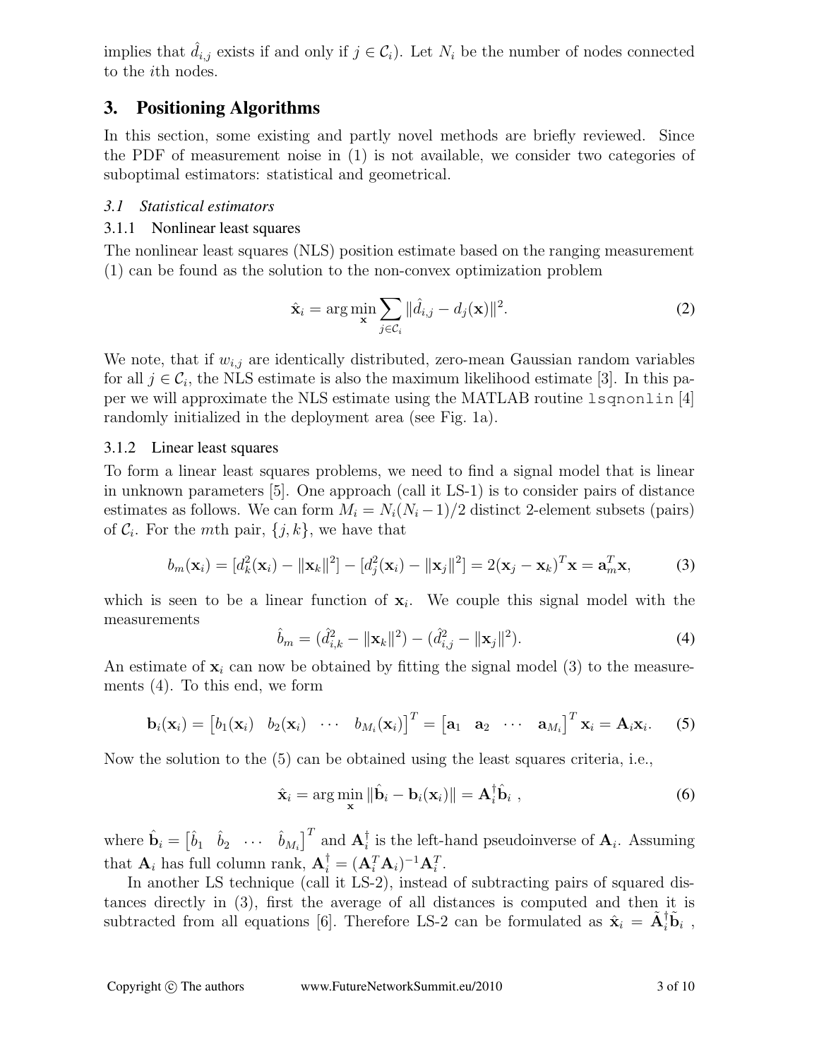implies that $\hat{d}_{i,j}$ exists if and only if $j \in \mathcal{C}_i$). Let $N_i$ be the number of nodes connected to the $i$th nodes.

## 3. Positioning Algorithms

In this section, some existing and partly novel methods are briefly reviewed. Since the PDF of measurement noise in (1) is not available, we consider two categories of suboptimal estimators: statistical and geometrical.

### *3.1 Statistical estimators*

#### 3.1.1 Nonlinear least squares

The nonlinear least squares (NLS) position estimate based on the ranging measurement (1) can be found as the solution to the non-convex optimization problem

$$\hat{\mathbf{x}}_i = \arg\min_{\mathbf{x}} \sum_{j \in \mathcal{C}_i} \|\hat{d}_{i,j} - d_j(\mathbf{x})\|^2. \tag{2}$$

We note, that if $w_{i,j}$ are identically distributed, zero-mean Gaussian random variables for all $j \in \mathcal{C}_i$, the NLS estimate is also the maximum likelihood estimate [3]. In this paper we will approximate the NLS estimate using the MATLAB routine `lsqnonlin` [4] randomly initialized in the deployment area (see Fig. 1a).

#### 3.1.2 Linear least squares

To form a linear least squares problems, we need to find a signal model that is linear in unknown parameters [5]. One approach (call it LS-1) is to consider pairs of distance estimates as follows. We can form $M_i = N_i(N_i - 1)/2$ distinct 2-element subsets (pairs) of $\mathcal{C}_i$. For the $m$th pair, $\{j, k\}$, we have that

$$b_m(\mathbf{x}_i) = [d_k^2(\mathbf{x}_i) - \|\mathbf{x}_k\|^2] - [d_j^2(\mathbf{x}_i) - \|\mathbf{x}_j\|^2] = 2(\mathbf{x}_j - \mathbf{x}_k)^T\mathbf{x} = \mathbf{a}_m^T\mathbf{x}, \tag{3}$$

which is seen to be a linear function of $\mathbf{x}_i$. We couple this signal model with the measurements

$$\hat{b}_m = (\hat{d}_{i,k}^2 - \|\mathbf{x}_k\|^2) - (\hat{d}_{i,j}^2 - \|\mathbf{x}_j\|^2). \tag{4}$$

An estimate of $\mathbf{x}_i$ can now be obtained by fitting the signal model (3) to the measurements (4). To this end, we form

$$\mathbf{b}_i(\mathbf{x}_i) = \begin{bmatrix} b_1(\mathbf{x}_i) & b_2(\mathbf{x}_i) & \cdots & b_{M_i}(\mathbf{x}_i) \end{bmatrix}^T = \begin{bmatrix} \mathbf{a}_1 & \mathbf{a}_2 & \cdots & \mathbf{a}_{M_i} \end{bmatrix}^T \mathbf{x}_i = \mathbf{A}_i\mathbf{x}_i. \tag{5}$$

Now the solution to the (5) can be obtained using the least squares criteria, i.e.,

$$\hat{\mathbf{x}}_i = \arg\min_{\mathbf{x}} \|\hat{\mathbf{b}}_i - \mathbf{b}_i(\mathbf{x}_i)\| = \mathbf{A}_i^\dagger \hat{\mathbf{b}}_i \ , \tag{6}$$

where $\hat{\mathbf{b}}_i = \begin{bmatrix} \hat{b}_1 & \hat{b}_2 & \cdots & \hat{b}_{M_i} \end{bmatrix}^T$ and $\mathbf{A}_i^\dagger$ is the left-hand pseudoinverse of $\mathbf{A}_i$. Assuming that $\mathbf{A}_i$ has full column rank, $\mathbf{A}_i^\dagger = (\mathbf{A}_i^T\mathbf{A}_i)^{-1}\mathbf{A}_i^T$.

In another LS technique (call it LS-2), instead of subtracting pairs of squared distances directly in (3), first the average of all distances is computed and then it is subtracted from all equations [6]. Therefore LS-2 can be formulated as $\hat{\mathbf{x}}_i = \tilde{\mathbf{A}}_i^\dagger \tilde{\mathbf{b}}_i$ ,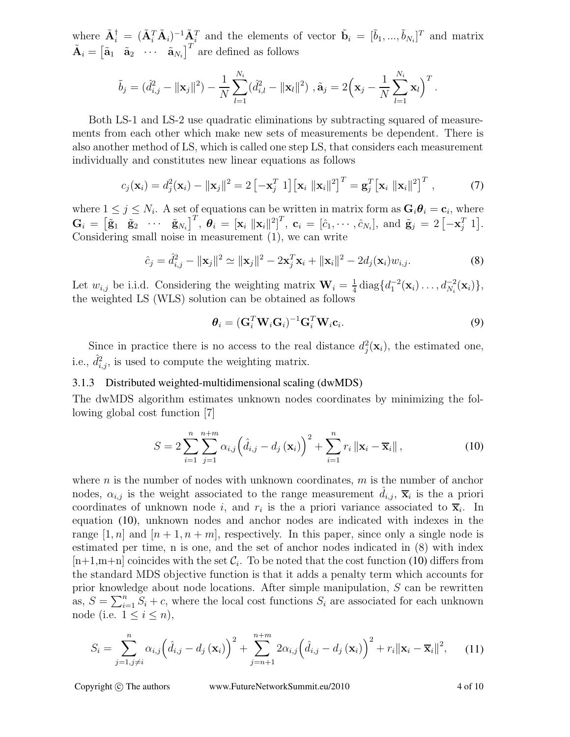where $\tilde{\mathbf{A}}_i^\dagger = (\tilde{\mathbf{A}}_i^T \tilde{\mathbf{A}}_i)^{-1} \tilde{\mathbf{A}}_i^T$ and the elements of vector $\tilde{\mathbf{b}}_i = [\tilde{b}_1, ..., \tilde{b}_{N_i}]^T$ and matrix $\tilde{\mathbf{A}}_i = \begin{bmatrix} \tilde{\mathbf{a}}_1 & \tilde{\mathbf{a}}_2 & \cdots & \tilde{\mathbf{a}}_{N_i} \end{bmatrix}^T$ are defined as follows

$$\tilde{b}_j = (\hat{d}_{i,j}^2 - \|\mathbf{x}_j\|^2) - \frac{1}{N} \sum_{l=1}^{N_i} (\hat{d}_{i,l}^2 - \|\mathbf{x}_l\|^2) \ , \tilde{\mathbf{a}}_j = 2\Big(\mathbf{x}_j - \frac{1}{N} \sum_{l=1}^{N_i} \mathbf{x}_l \Big)^T .$$

Both LS-1 and LS-2 use quadratic eliminations by subtracting squared of measurements from each other which make new sets of measurements be dependent. There is also another method of LS, which is called one step LS, that considers each measurement individually and constitutes new linear equations as follows

$$c_j(\mathbf{x}_i) = d_j^2(\mathbf{x}_i) - \|\mathbf{x}_j\|^2 = 2\begin{bmatrix} -\mathbf{x}_j^T & 1 \end{bmatrix} \begin{bmatrix} \mathbf{x}_i & \|\mathbf{x}_i\|^2 \end{bmatrix}^T = \mathbf{g}_j^T \begin{bmatrix} \mathbf{x}_i & \|\mathbf{x}_i\|^2 \end{bmatrix}^T , \tag{7}$$

where $1 \leq j \leq N_i$. A set of equations can be written in matrix form as $\mathbf{G}_i \boldsymbol{\theta}_i = \mathbf{c}_i$, where $\mathbf{G}_i = \begin{bmatrix} \tilde{\mathbf{g}}_1 & \tilde{\mathbf{g}}_2 & \cdots & \tilde{\mathbf{g}}_{N_i} \end{bmatrix}^T$, $\boldsymbol{\theta}_i = [\mathbf{x}_i \ \|\mathbf{x}_i\|^2]^T$, $\mathbf{c}_i = [\hat{c}_1, \cdots, \hat{c}_{N_i}]$, and $\tilde{\mathbf{g}}_j = 2\begin{bmatrix} -\mathbf{x}_j^T & 1 \end{bmatrix}$. Considering small noise in measurement (1), we can write

$$\hat{c}_j = \hat{d}_{i,j}^2 - \|\mathbf{x}_j\|^2 \simeq \|\mathbf{x}_j\|^2 - 2\mathbf{x}_j^T \mathbf{x}_i + \|\mathbf{x}_i\|^2 - 2 d_j(\mathbf{x}_i) w_{i,j}. \tag{8}$$

Let $w_{i,j}$ be i.i.d. Considering the weighting matrix $\mathbf{W}_i = \frac{1}{4}\,\mathrm{diag}\{d_1^{-2}(\mathbf{x}_i) \ldots, d_{N_i}^{-2}(\mathbf{x}_i)\}$, the weighted LS (WLS) solution can be obtained as follows

$$\boldsymbol{\theta}_i = (\mathbf{G}_i^T \mathbf{W}_i \mathbf{G}_i)^{-1} \mathbf{G}_i^T \mathbf{W}_i \mathbf{c}_i. \tag{9}$$

Since in practice there is no access to the real distance $d_j^2(\mathbf{x}_i)$, the estimated one, i.e., $\hat{d}_{i,j}^2$, is used to compute the weighting matrix.

### 3.1.3 Distributed weighted-multidimensional scaling (dwMDS)

The dwMDS algorithm estimates unknown nodes coordinates by minimizing the following global cost function [7]

$$S = 2 \sum_{i=1}^{n} \sum_{j=1}^{n+m} \alpha_{i,j} \Big( \hat{d}_{i,j} - d_j(\mathbf{x}_i) \Big)^2 + \sum_{i=1}^{n} r_i \|\mathbf{x}_i - \overline{\mathbf{x}}_i\| , \tag{10}$$

where $n$ is the number of nodes with unknown coordinates, $m$ is the number of anchor nodes, $\alpha_{i,j}$ is the weight associated to the range measurement $\hat{d}_{i,j}$, $\overline{\mathbf{x}}_i$ is the a priori coordinates of unknown node $i$, and $r_i$ is the a priori variance associated to $\overline{\mathbf{x}}_i$. In equation (10), unknown nodes and anchor nodes are indicated with indexes in the range $[1, n]$ and $[n + 1, n + m]$, respectively. In this paper, since only a single node is estimated per time, n is one, and the set of anchor nodes indicated in (8) with index [n+1,m+n] coincides with the set $\mathcal{C}_i$. To be noted that the cost function (10) differs from the standard MDS objective function is that it adds a penalty term which accounts for prior knowledge about node locations. After simple manipulation, $S$ can be rewritten as, $S = \sum_{i=1}^{n} S_i + c$, where the local cost functions $S_i$ are associated for each unknown node (i.e. $1 \leq i \leq n$),

$$S_i = \sum_{j=1, j \neq i}^{n} \alpha_{i,j} \Big( \hat{d}_{i,j} - d_j(\mathbf{x}_i) \Big)^2 + \sum_{j=n+1}^{n+m} 2\alpha_{i,j} \Big( \hat{d}_{i,j} - d_j(\mathbf{x}_i) \Big)^2 + r_i \|\mathbf{x}_i - \overline{\mathbf{x}}_i\|^2, \tag{11}$$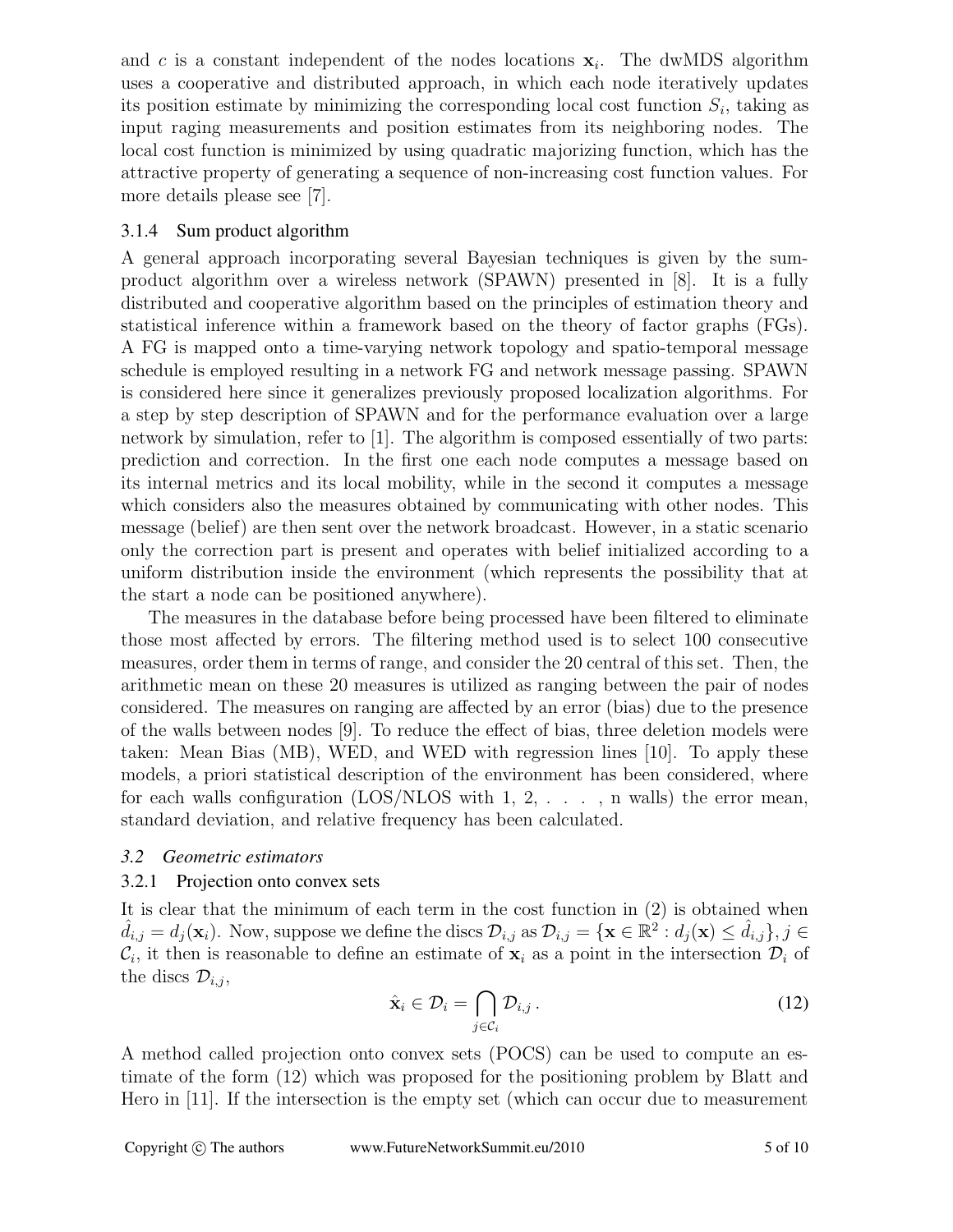and $c$ is a constant independent of the nodes locations $\mathbf{x}_i$. The dwMDS algorithm uses a cooperative and distributed approach, in which each node iteratively updates its position estimate by minimizing the corresponding local cost function $S_i$, taking as input raging measurements and position estimates from its neighboring nodes. The local cost function is minimized by using quadratic majorizing function, which has the attractive property of generating a sequence of non-increasing cost function values. For more details please see [7].

#### 3.1.4 Sum product algorithm

A general approach incorporating several Bayesian techniques is given by the sum-product algorithm over a wireless network (SPAWN) presented in [8]. It is a fully distributed and cooperative algorithm based on the principles of estimation theory and statistical inference within a framework based on the theory of factor graphs (FGs). A FG is mapped onto a time-varying network topology and spatio-temporal message schedule is employed resulting in a network FG and network message passing. SPAWN is considered here since it generalizes previously proposed localization algorithms. For a step by step description of SPAWN and for the performance evaluation over a large network by simulation, refer to [1]. The algorithm is composed essentially of two parts: prediction and correction. In the first one each node computes a message based on its internal metrics and its local mobility, while in the second it computes a message which considers also the measures obtained by communicating with other nodes. This message (belief) are then sent over the network broadcast. However, in a static scenario only the correction part is present and operates with belief initialized according to a uniform distribution inside the environment (which represents the possibility that at the start a node can be positioned anywhere).

The measures in the database before being processed have been filtered to eliminate those most affected by errors. The filtering method used is to select 100 consecutive measures, order them in terms of range, and consider the 20 central of this set. Then, the arithmetic mean on these 20 measures is utilized as ranging between the pair of nodes considered. The measures on ranging are affected by an error (bias) due to the presence of the walls between nodes [9]. To reduce the effect of bias, three deletion models were taken: Mean Bias (MB), WED, and WED with regression lines [10]. To apply these models, a priori statistical description of the environment has been considered, where for each walls configuration (LOS/NLOS with 1, 2, . . . , n walls) the error mean, standard deviation, and relative frequency has been calculated.

### 3.2 *Geometric estimators*

#### 3.2.1 Projection onto convex sets

It is clear that the minimum of each term in the cost function in (2) is obtained when $\hat{d}_{i,j} = d_j(\mathbf{x}_i)$. Now, suppose we define the discs $\mathcal{D}_{i,j}$ as $\mathcal{D}_{i,j} = \{\mathbf{x} \in \mathbb{R}^2 : d_j(\mathbf{x}) \leq \hat{d}_{i,j}\}, j \in \mathcal{C}_i$, it then is reasonable to define an estimate of $\mathbf{x}_i$ as a point in the intersection $\mathcal{D}_i$ of the discs $\mathcal{D}_{i,j}$,

$$\hat{\mathbf{x}}_i \in \mathcal{D}_i = \bigcap_{j \in \mathcal{C}_i} \mathcal{D}_{i,j} \,. \tag{12}$$

A method called projection onto convex sets (POCS) can be used to compute an estimate of the form (12) which was proposed for the positioning problem by Blatt and Hero in [11]. If the intersection is the empty set (which can occur due to measurement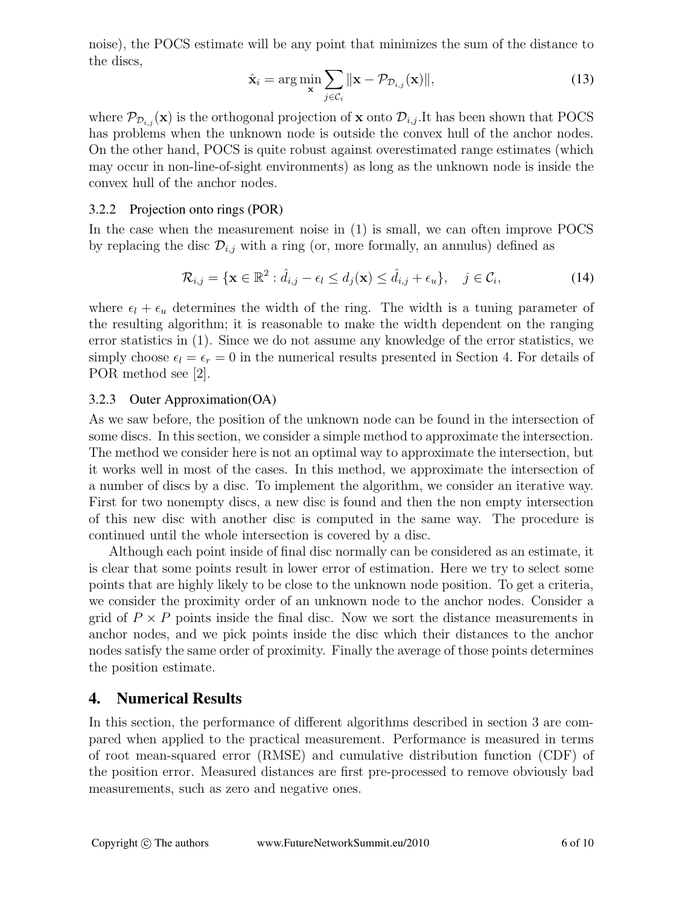noise), the POCS estimate will be any point that minimizes the sum of the distance to the discs,

$$\hat{\mathbf{x}}_i = \arg\min_{\mathbf{x}} \sum_{j \in \mathcal{C}_i} \|\mathbf{x} - \mathcal{P}_{\mathcal{D}_{i,j}}(\mathbf{x})\|, \tag{13}$$

where $\mathcal{P}_{\mathcal{D}_{i,j}}(\mathbf{x})$ is the orthogonal projection of $\mathbf{x}$ onto $\mathcal{D}_{i,j}$.It has been shown that POCS has problems when the unknown node is outside the convex hull of the anchor nodes. On the other hand, POCS is quite robust against overestimated range estimates (which may occur in non-line-of-sight environments) as long as the unknown node is inside the convex hull of the anchor nodes.

### 3.2.2 Projection onto rings (POR)

In the case when the measurement noise in (1) is small, we can often improve POCS by replacing the disc $\mathcal{D}_{i,j}$ with a ring (or, more formally, an annulus) defined as

$$\mathcal{R}_{i,j} = \{\mathbf{x} \in \mathbb{R}^2 : \hat{d}_{i,j} - \epsilon_l \leq d_j(\mathbf{x}) \leq \hat{d}_{i,j} + \epsilon_u\}, \quad j \in \mathcal{C}_i, \tag{14}$$

where $\epsilon_l + \epsilon_u$ determines the width of the ring. The width is a tuning parameter of the resulting algorithm; it is reasonable to make the width dependent on the ranging error statistics in (1). Since we do not assume any knowledge of the error statistics, we simply choose $\epsilon_l = \epsilon_r = 0$ in the numerical results presented in Section 4. For details of POR method see [2].

### 3.2.3 Outer Approximation(OA)

As we saw before, the position of the unknown node can be found in the intersection of some discs. In this section, we consider a simple method to approximate the intersection. The method we consider here is not an optimal way to approximate the intersection, but it works well in most of the cases. In this method, we approximate the intersection of a number of discs by a disc. To implement the algorithm, we consider an iterative way. First for two nonempty discs, a new disc is found and then the non empty intersection of this new disc with another disc is computed in the same way. The procedure is continued until the whole intersection is covered by a disc.

Although each point inside of final disc normally can be considered as an estimate, it is clear that some points result in lower error of estimation. Here we try to select some points that are highly likely to be close to the unknown node position. To get a criteria, we consider the proximity order of an unknown node to the anchor nodes. Consider a grid of $P \times P$ points inside the final disc. Now we sort the distance measurements in anchor nodes, and we pick points inside the disc which their distances to the anchor nodes satisfy the same order of proximity. Finally the average of those points determines the position estimate.

## 4. Numerical Results

In this section, the performance of different algorithms described in section 3 are compared when applied to the practical measurement. Performance is measured in terms of root mean-squared error (RMSE) and cumulative distribution function (CDF) of the position error. Measured distances are first pre-processed to remove obviously bad measurements, such as zero and negative ones.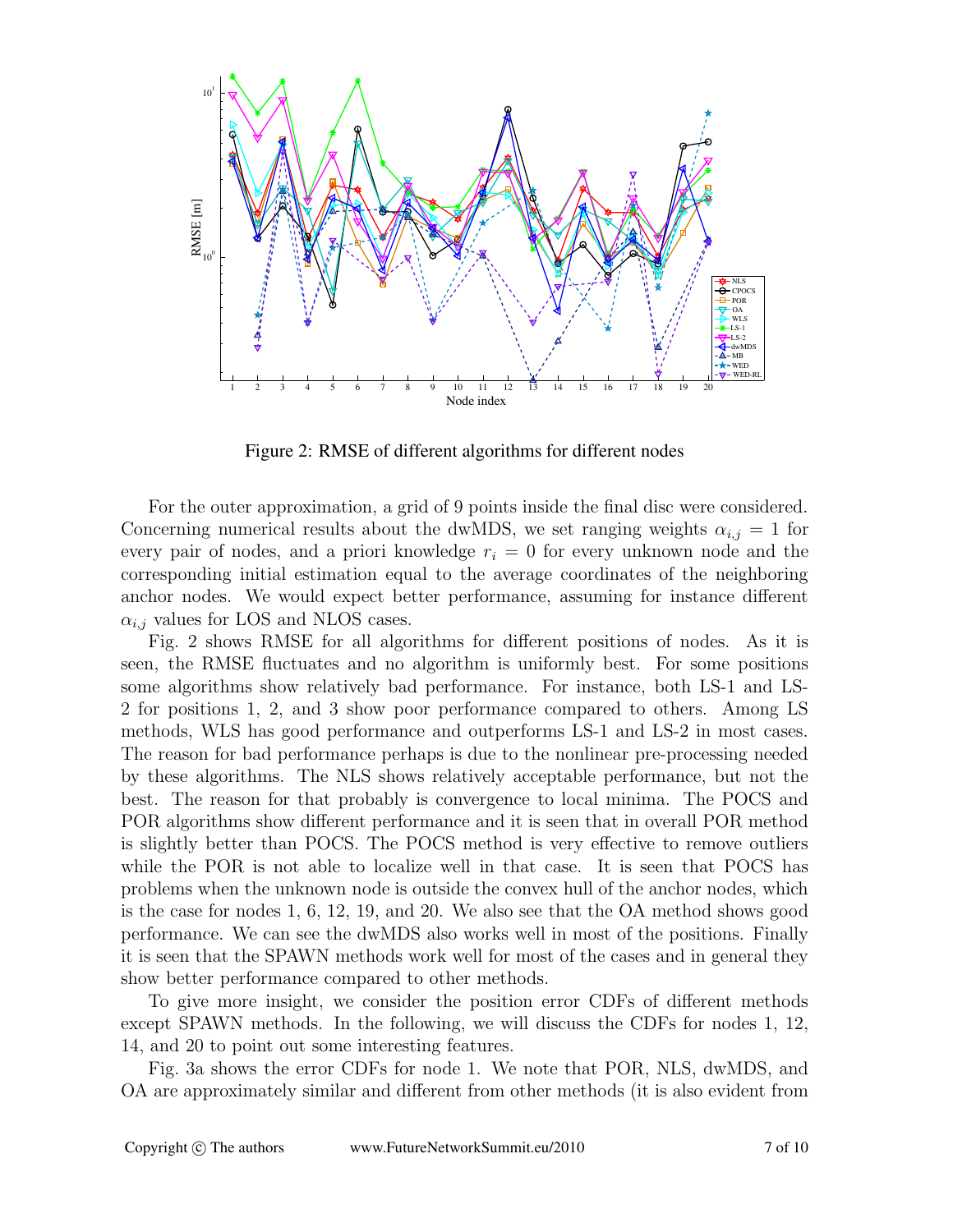Figure 2: RMSE of different algorithms for different nodes

For the outer approximation, a grid of 9 points inside the final disc were considered. Concerning numerical results about the dwMDS, we set ranging weights $\alpha_{i,j} = 1$ for every pair of nodes, and a priori knowledge $r_i = 0$ for every unknown node and the corresponding initial estimation equal to the average coordinates of the neighboring anchor nodes. We would expect better performance, assuming for instance different $\alpha_{i,j}$ values for LOS and NLOS cases.

Fig. 2 shows RMSE for all algorithms for different positions of nodes. As it is seen, the RMSE fluctuates and no algorithm is uniformly best. For some positions some algorithms show relatively bad performance. For instance, both LS-1 and LS-2 for positions 1, 2, and 3 show poor performance compared to others. Among LS methods, WLS has good performance and outperforms LS-1 and LS-2 in most cases. The reason for bad performance perhaps is due to the nonlinear pre-processing needed by these algorithms. The NLS shows relatively acceptable performance, but not the best. The reason for that probably is convergence to local minima. The POCS and POR algorithms show different performance and it is seen that in overall POR method is slightly better than POCS. The POCS method is very effective to remove outliers while the POR is not able to localize well in that case. It is seen that POCS has problems when the unknown node is outside the convex hull of the anchor nodes, which is the case for nodes 1, 6, 12, 19, and 20. We also see that the OA method shows good performance. We can see the dwMDS also works well in most of the positions. Finally it is seen that the SPAWN methods work well for most of the cases and in general they show better performance compared to other methods.

To give more insight, we consider the position error CDFs of different methods except SPAWN methods. In the following, we will discuss the CDFs for nodes 1, 12, 14, and 20 to point out some interesting features.

Fig. 3a shows the error CDFs for node 1. We note that POR, NLS, dwMDS, and OA are approximately similar and different from other methods (it is also evident from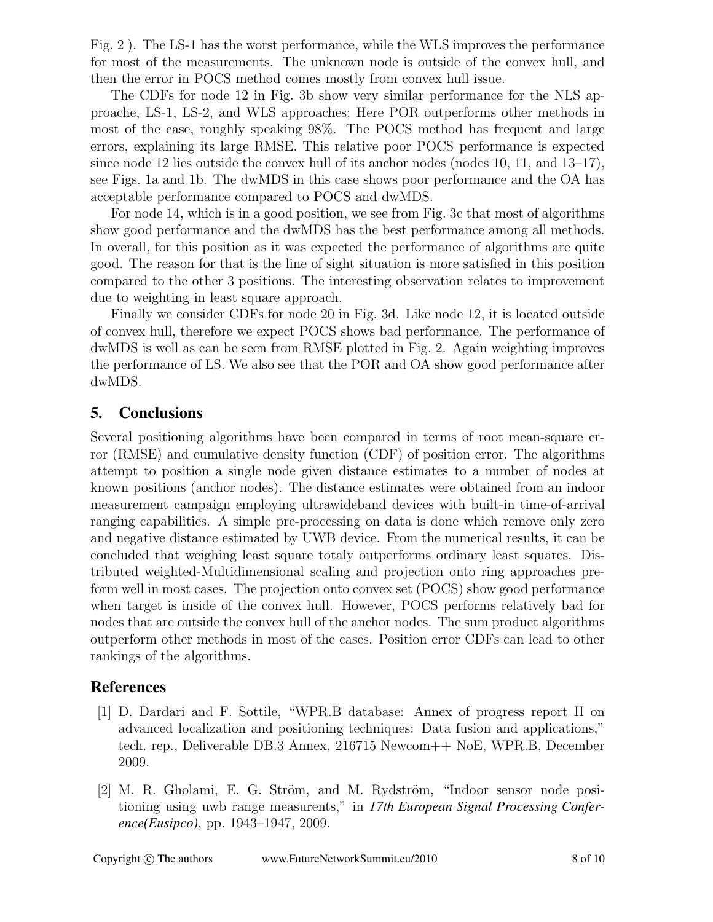Fig. 2 ). The LS-1 has the worst performance, while the WLS improves the performance for most of the measurements. The unknown node is outside of the convex hull, and then the error in POCS method comes mostly from convex hull issue.

The CDFs for node 12 in Fig. 3b show very similar performance for the NLS approache, LS-1, LS-2, and WLS approaches; Here POR outperforms other methods in most of the case, roughly speaking 98%. The POCS method has frequent and large errors, explaining its large RMSE. This relative poor POCS performance is expected since node 12 lies outside the convex hull of its anchor nodes (nodes 10, 11, and 13–17), see Figs. 1a and 1b. The dwMDS in this case shows poor performance and the OA has acceptable performance compared to POCS and dwMDS.

For node 14, which is in a good position, we see from Fig. 3c that most of algorithms show good performance and the dwMDS has the best performance among all methods. In overall, for this position as it was expected the performance of algorithms are quite good. The reason for that is the line of sight situation is more satisfied in this position compared to the other 3 positions. The interesting observation relates to improvement due to weighting in least square approach.

Finally we consider CDFs for node 20 in Fig. 3d. Like node 12, it is located outside of convex hull, therefore we expect POCS shows bad performance. The performance of dwMDS is well as can be seen from RMSE plotted in Fig. 2. Again weighting improves the performance of LS. We also see that the POR and OA show good performance after dwMDS.

## 5. Conclusions

Several positioning algorithms have been compared in terms of root mean-square error (RMSE) and cumulative density function (CDF) of position error. The algorithms attempt to position a single node given distance estimates to a number of nodes at known positions (anchor nodes). The distance estimates were obtained from an indoor measurement campaign employing ultrawideband devices with built-in time-of-arrival ranging capabilities. A simple pre-processing on data is done which remove only zero and negative distance estimated by UWB device. From the numerical results, it can be concluded that weighing least square totaly outperforms ordinary least squares. Distributed weighted-Multidimensional scaling and projection onto ring approaches preform well in most cases. The projection onto convex set (POCS) show good performance when target is inside of the convex hull. However, POCS performs relatively bad for nodes that are outside the convex hull of the anchor nodes. The sum product algorithms outperform other methods in most of the cases. Position error CDFs can lead to other rankings of the algorithms.

## References

[1] D. Dardari and F. Sottile, "WPR.B database: Annex of progress report II on advanced localization and positioning techniques: Data fusion and applications," tech. rep., Deliverable DB.3 Annex, 216715 Newcom++ NoE, WPR.B, December 2009.

[2] M. R. Gholami, E. G. Ström, and M. Rydström, "Indoor sensor node positioning using uwb range measurents," in *17th European Signal Processing Conference(Eusipco)*, pp. 1943–1947, 2009.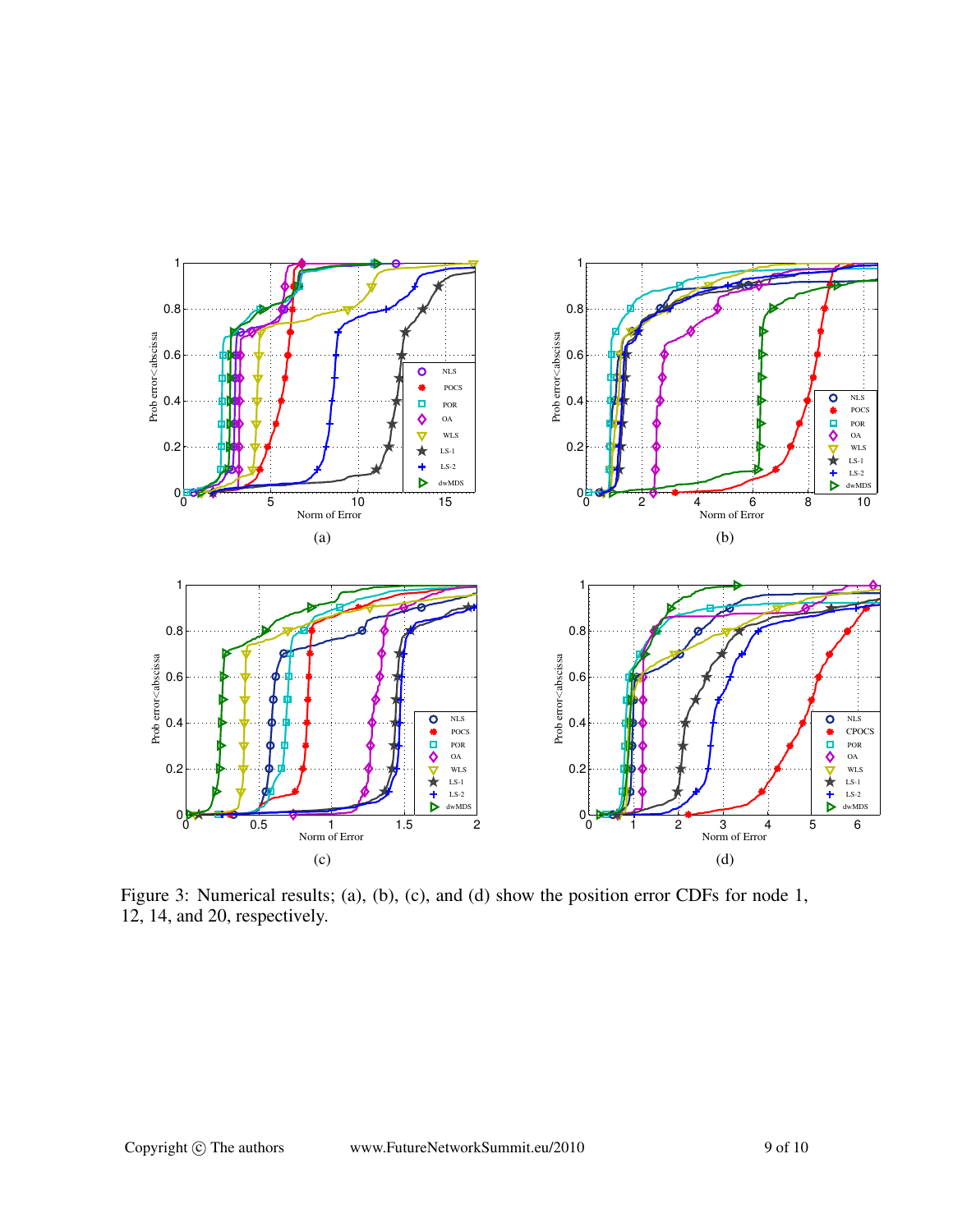Figure 3: Numerical results; (a), (b), (c), and (d) show the position error CDFs for node 1, 12, 14, and 20, respectively.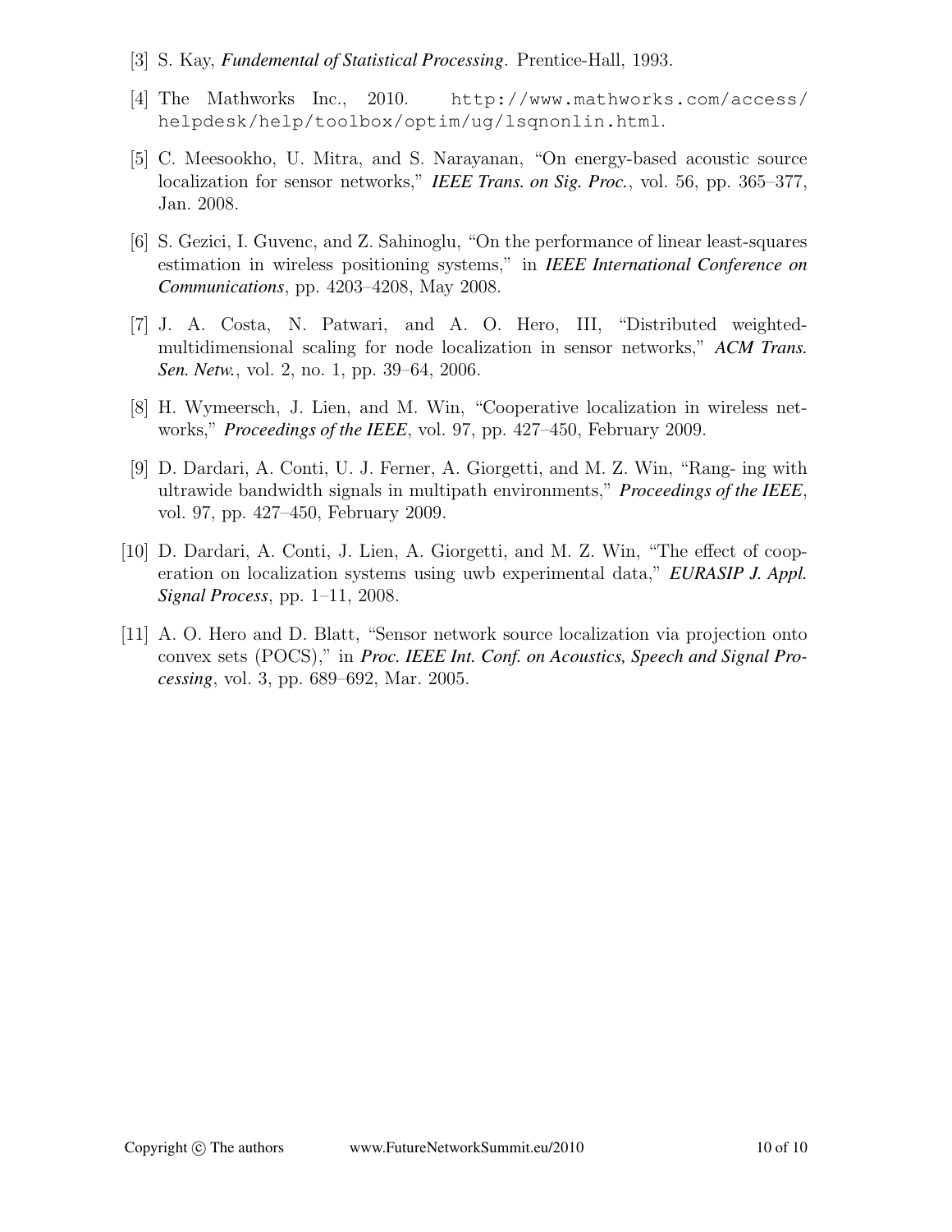[3] S. Kay, *Fundemental of Statistical Processing*. Prentice-Hall, 1993.

[4] The Mathworks Inc., 2010. `http://www.mathworks.com/access/helpdesk/help/toolbox/optim/ug/lsqnonlin.html`.

[5] C. Meesookho, U. Mitra, and S. Narayanan, "On energy-based acoustic source localization for sensor networks," *IEEE Trans. on Sig. Proc.*, vol. 56, pp. 365–377, Jan. 2008.

[6] S. Gezici, I. Guvenc, and Z. Sahinoglu, "On the performance of linear least-squares estimation in wireless positioning systems," in *IEEE International Conference on Communications*, pp. 4203–4208, May 2008.

[7] J. A. Costa, N. Patwari, and A. O. Hero, III, "Distributed weighted-multidimensional scaling for node localization in sensor networks," *ACM Trans. Sen. Netw.*, vol. 2, no. 1, pp. 39–64, 2006.

[8] H. Wymeersch, J. Lien, and M. Win, "Cooperative localization in wireless networks," *Proceedings of the IEEE*, vol. 97, pp. 427–450, February 2009.

[9] D. Dardari, A. Conti, U. J. Ferner, A. Giorgetti, and M. Z. Win, "Rang- ing with ultrawide bandwidth signals in multipath environments," *Proceedings of the IEEE*, vol. 97, pp. 427–450, February 2009.

[10] D. Dardari, A. Conti, J. Lien, A. Giorgetti, and M. Z. Win, "The effect of cooperation on localization systems using uwb experimental data," *EURASIP J. Appl. Signal Process*, pp. 1–11, 2008.

[11] A. O. Hero and D. Blatt, "Sensor network source localization via projection onto convex sets (POCS)," in *Proc. IEEE Int. Conf. on Acoustics, Speech and Signal Processing*, vol. 3, pp. 689–692, Mar. 2005.